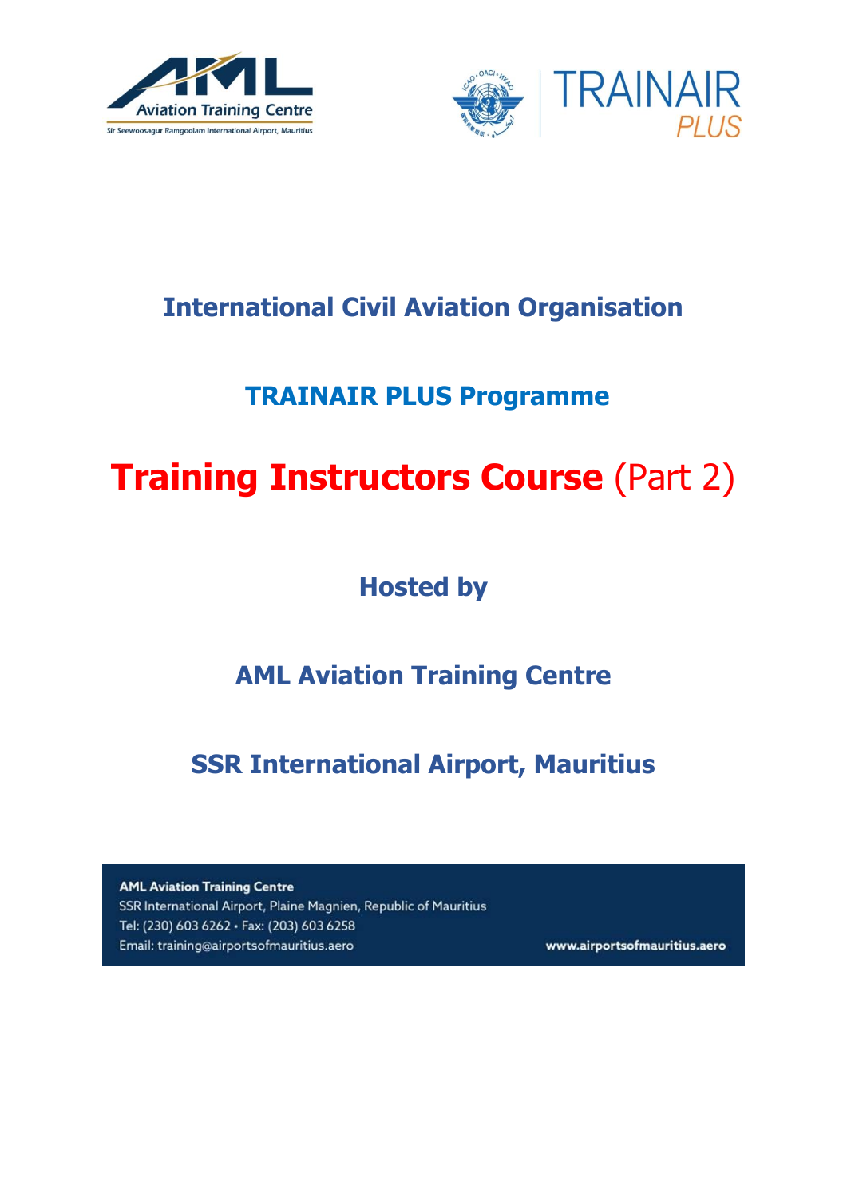AML Aviation Training Centre
Sir Seewoosagur Ramgoolam International Airport, Mauritius

TRAINAIR PLUS

## International Civil Aviation Organisation

## TRAINAIR PLUS Programme

# Training Instructors Course (Part 2)

## Hosted by

## AML Aviation Training Centre

## SSR International Airport, Mauritius

**AML Aviation Training Centre**
SSR International Airport, Plaine Magnien, Republic of Mauritius
Tel: (230) 603 6262 • Fax: (203) 603 6258
Email: training@airportsofmauritius.aero

**www.airportsofmauritius.aero**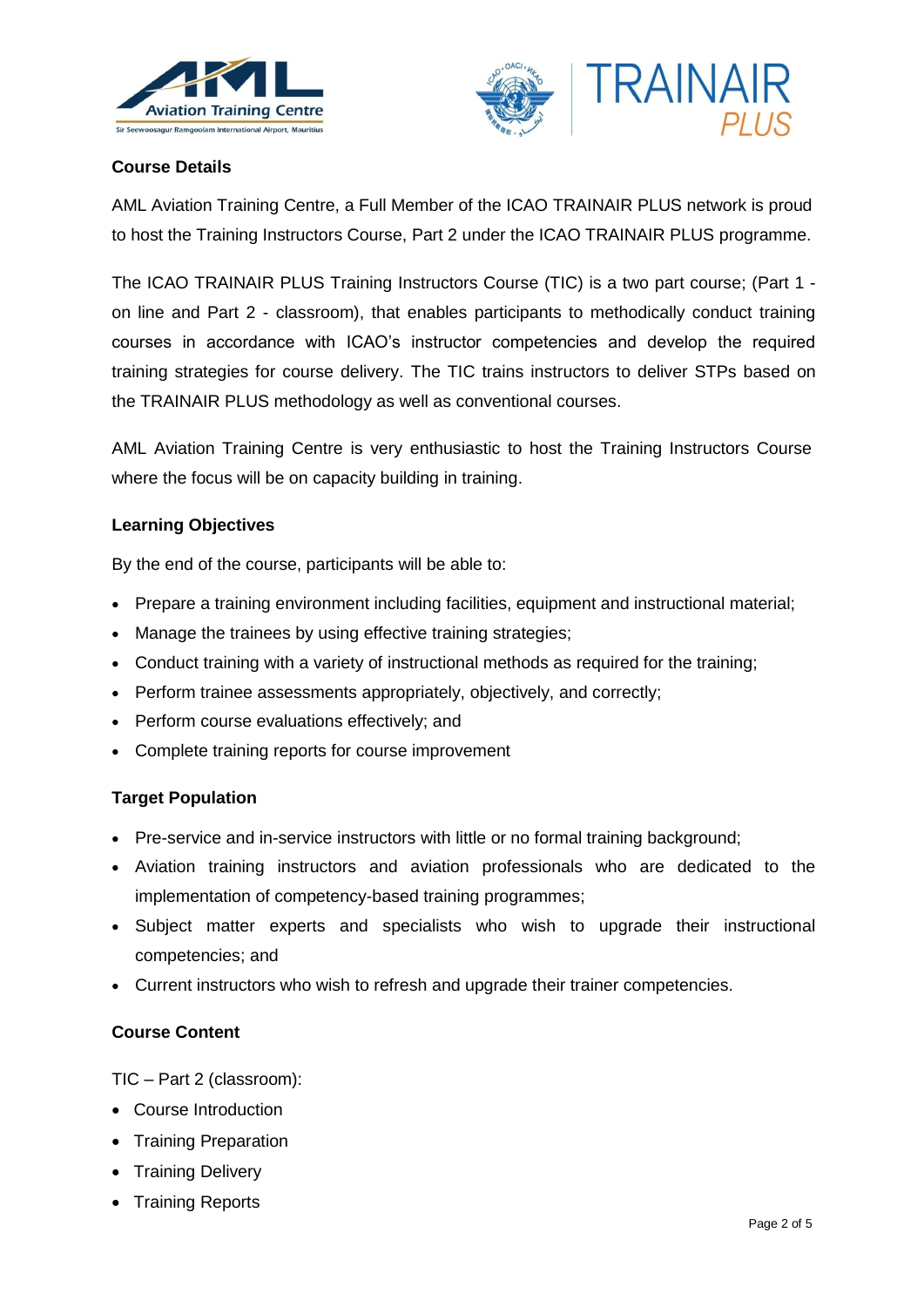**Course Details**

AML Aviation Training Centre, a Full Member of the ICAO TRAINAIR PLUS network is proud to host the Training Instructors Course, Part 2 under the ICAO TRAINAIR PLUS programme.

The ICAO TRAINAIR PLUS Training Instructors Course (TIC) is a two part course; (Part 1 - on line and Part 2 - classroom), that enables participants to methodically conduct training courses in accordance with ICAO's instructor competencies and develop the required training strategies for course delivery. The TIC trains instructors to deliver STPs based on the TRAINAIR PLUS methodology as well as conventional courses.

AML Aviation Training Centre is very enthusiastic to host the Training Instructors Course where the focus will be on capacity building in training.

**Learning Objectives**

By the end of the course, participants will be able to:

- Prepare a training environment including facilities, equipment and instructional material;
- Manage the trainees by using effective training strategies;
- Conduct training with a variety of instructional methods as required for the training;
- Perform trainee assessments appropriately, objectively, and correctly;
- Perform course evaluations effectively; and
- Complete training reports for course improvement

**Target Population**

- Pre-service and in-service instructors with little or no formal training background;
- Aviation training instructors and aviation professionals who are dedicated to the implementation of competency-based training programmes;
- Subject matter experts and specialists who wish to upgrade their instructional competencies; and
- Current instructors who wish to refresh and upgrade their trainer competencies.

**Course Content**

TIC – Part 2 (classroom):

- Course Introduction
- Training Preparation
- Training Delivery
- Training Reports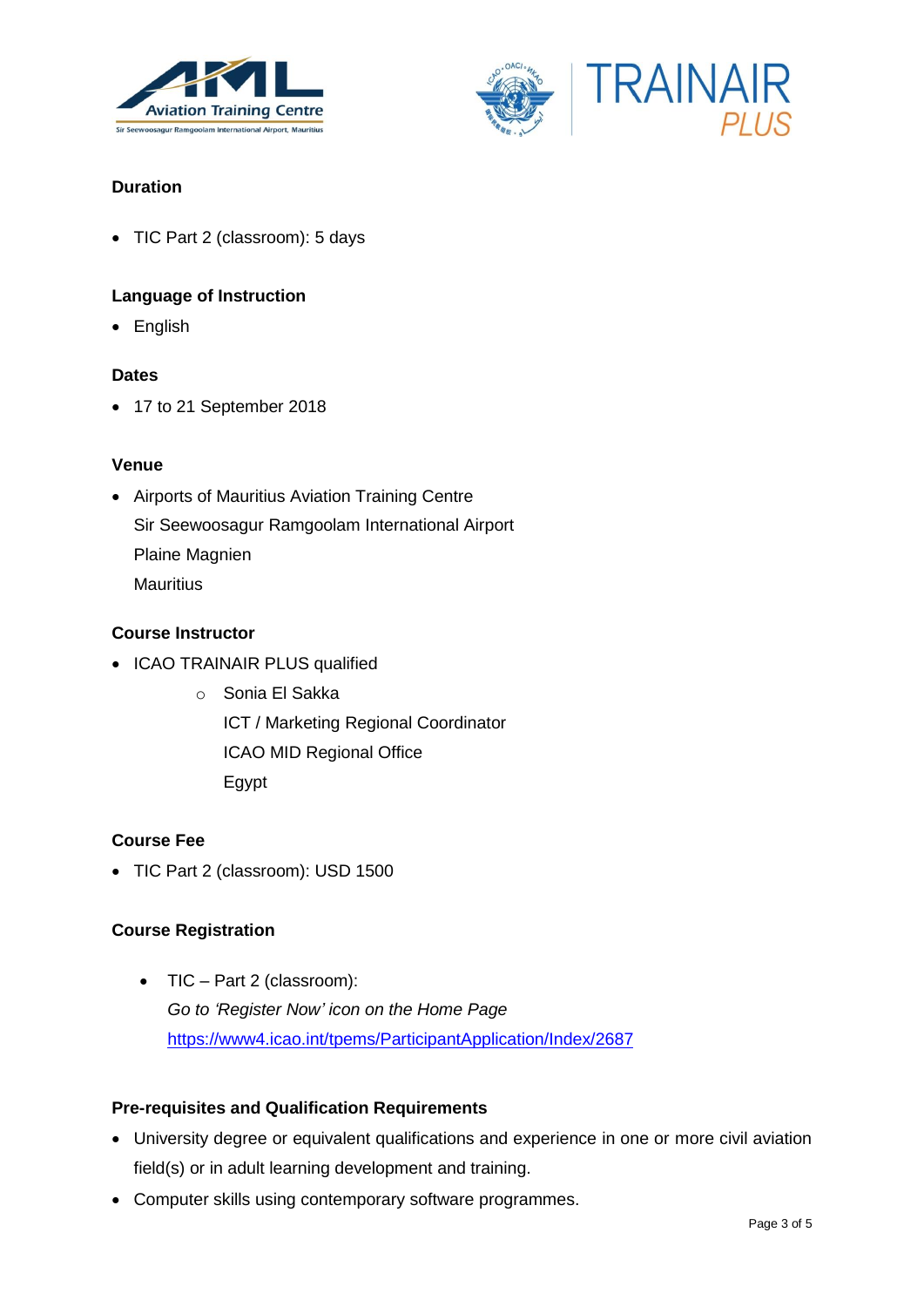### Duration

- TIC Part 2 (classroom): 5 days

### Language of Instruction

- English

### Dates

- 17 to 21 September 2018

### Venue

- Airports of Mauritius Aviation Training Centre
  Sir Seewoosagur Ramgoolam International Airport
  Plaine Magnien
  Mauritius

### Course Instructor

- ICAO TRAINAIR PLUS qualified
  - Sonia El Sakka
    ICT / Marketing Regional Coordinator
    ICAO MID Regional Office
    Egypt

### Course Fee

- TIC Part 2 (classroom): USD 1500

### Course Registration

- TIC – Part 2 (classroom):
  *Go to 'Register Now' icon on the Home Page*
  https://www4.icao.int/tpems/ParticipantApplication/Index/2687

### Pre-requisites and Qualification Requirements

- University degree or equivalent qualifications and experience in one or more civil aviation field(s) or in adult learning development and training.
- Computer skills using contemporary software programmes.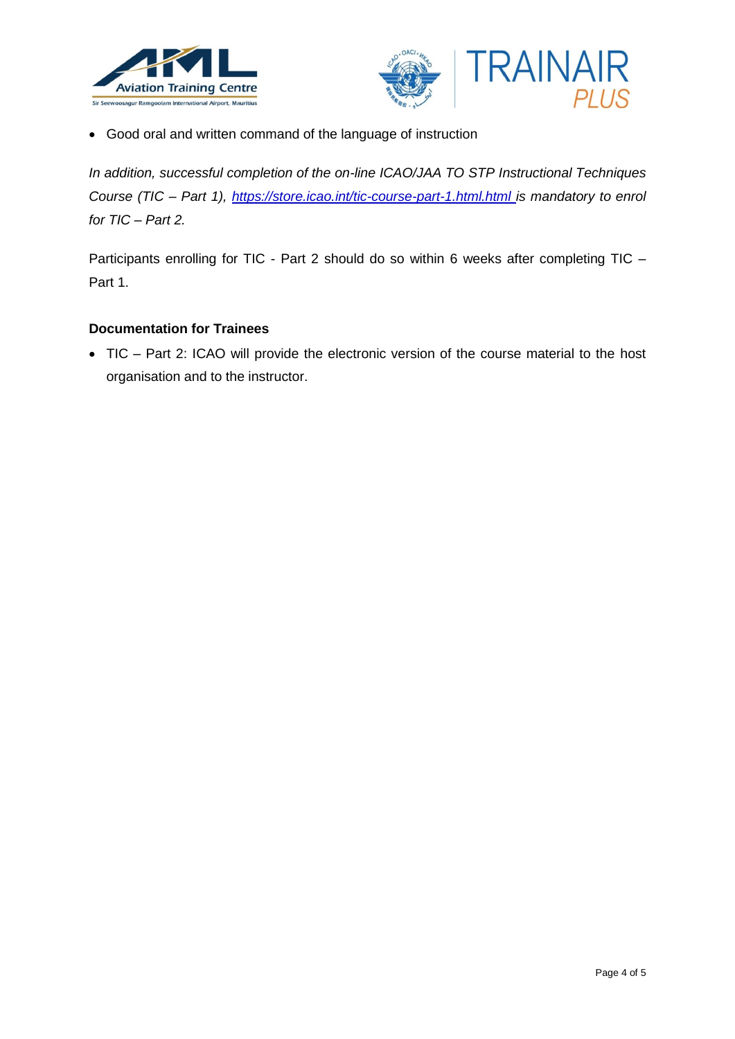- Good oral and written command of the language of instruction

*In addition, successful completion of the on-line ICAO/JAA TO STP Instructional Techniques Course (TIC – Part 1), [https://store.icao.int/tic-course-part-1.html.html](https://store.icao.int/tic-course-part-1.html.html) is mandatory to enrol for TIC – Part 2.*

Participants enrolling for TIC - Part 2 should do so within 6 weeks after completing TIC – Part 1.

**Documentation for Trainees**

- TIC – Part 2: ICAO will provide the electronic version of the course material to the host organisation and to the instructor.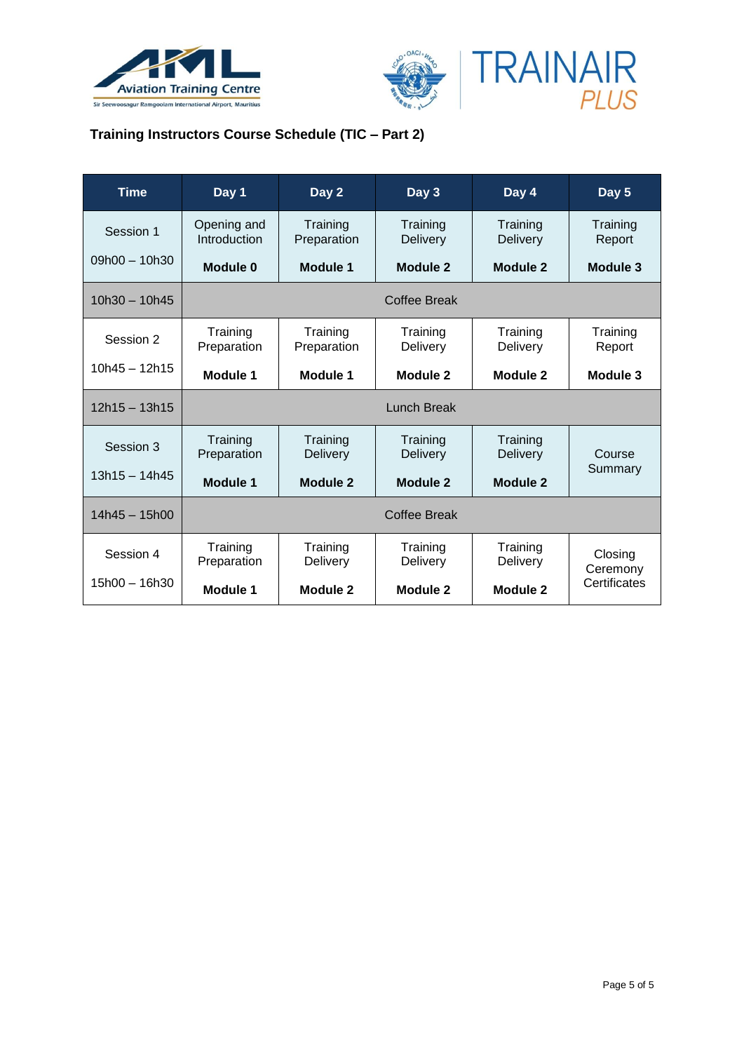**Training Instructors Course Schedule (TIC – Part 2)**

| Time | Day 1 | Day 2 | Day 3 | Day 4 | Day 5 |
|---|---|---|---|---|---|
| Session 1<br>09h00 – 10h30 | Opening and Introduction<br>**Module 0** | Training Preparation<br>**Module 1** | Training Delivery<br>**Module 2** | Training Delivery<br>**Module 2** | Training Report<br>**Module 3** |
| 10h30 – 10h45 | Coffee Break | | | | |
| Session 2<br>10h45 – 12h15 | Training Preparation<br>**Module 1** | Training Preparation<br>**Module 1** | Training Delivery<br>**Module 2** | Training Delivery<br>**Module 2** | Training Report<br>**Module 3** |
| 12h15 – 13h15 | Lunch Break | | | | |
| Session 3<br>13h15 – 14h45 | Training Preparation<br>**Module 1** | Training Delivery<br>**Module 2** | Training Delivery<br>**Module 2** | Training Delivery<br>**Module 2** | Course Summary |
| 14h45 – 15h00 | Coffee Break | | | | |
| Session 4<br>15h00 – 16h30 | Training Preparation<br>**Module 1** | Training Delivery<br>**Module 2** | Training Delivery<br>**Module 2** | Training Delivery<br>**Module 2** | Closing Ceremony Certificates |